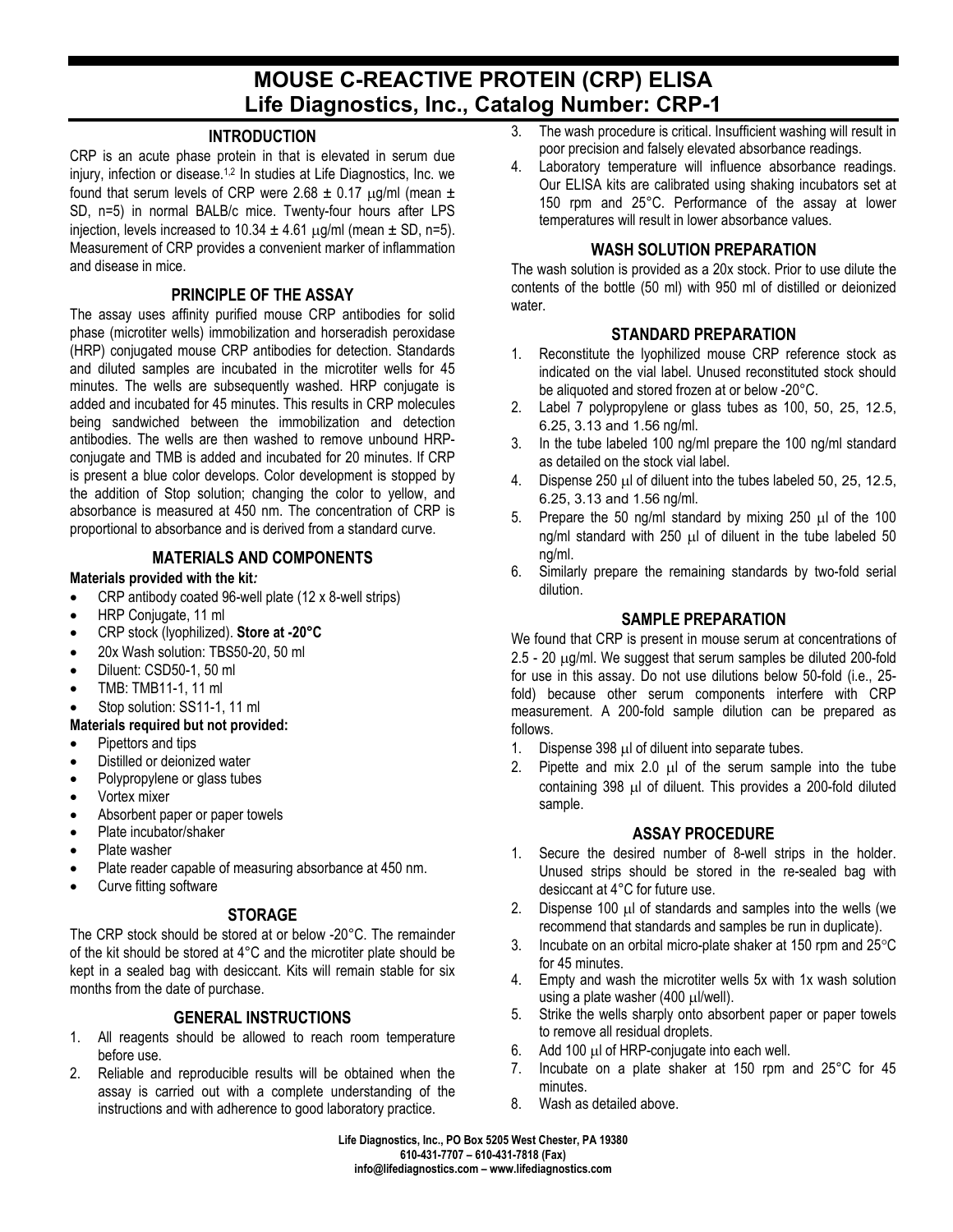# MOUSE C-REACTIVE PROTEIN (CRP) ELISA
## Life Diagnostics, Inc., Catalog Number: CRP-1

### INTRODUCTION

CRP is an acute phase protein in that is elevated in serum due injury, infection or disease.[1,2] In studies at Life Diagnostics, Inc. we found that serum levels of CRP were 2.68 ± 0.17 μg/ml (mean ± SD, n=5) in normal BALB/c mice. Twenty-four hours after LPS injection, levels increased to 10.34 ± 4.61 μg/ml (mean ± SD, n=5). Measurement of CRP provides a convenient marker of inflammation and disease in mice.

### PRINCIPLE OF THE ASSAY

The assay uses affinity purified mouse CRP antibodies for solid phase (microtiter wells) immobilization and horseradish peroxidase (HRP) conjugated mouse CRP antibodies for detection. Standards and diluted samples are incubated in the microtiter wells for 45 minutes. The wells are subsequently washed. HRP conjugate is added and incubated for 45 minutes. This results in CRP molecules being sandwiched between the immobilization and detection antibodies. The wells are then washed to remove unbound HRP-conjugate and TMB is added and incubated for 20 minutes. If CRP is present a blue color develops. Color development is stopped by the addition of Stop solution; changing the color to yellow, and absorbance is measured at 450 nm. The concentration of CRP is proportional to absorbance and is derived from a standard curve.

### MATERIALS AND COMPONENTS

**Materials provided with the kit:**

- CRP antibody coated 96-well plate (12 x 8-well strips)
- HRP Conjugate, 11 ml
- CRP stock (lyophilized). **Store at -20°C**
- 20x Wash solution: TBS50-20, 50 ml
- Diluent: CSD50-1, 50 ml
- TMB: TMB11-1, 11 ml
- Stop solution: SS11-1, 11 ml

**Materials required but not provided:**

- Pipettors and tips
- Distilled or deionized water
- Polypropylene or glass tubes
- Vortex mixer
- Absorbent paper or paper towels
- Plate incubator/shaker
- Plate washer
- Plate reader capable of measuring absorbance at 450 nm.
- Curve fitting software

### STORAGE

The CRP stock should be stored at or below -20°C. The remainder of the kit should be stored at 4°C and the microtiter plate should be kept in a sealed bag with desiccant. Kits will remain stable for six months from the date of purchase.

### GENERAL INSTRUCTIONS

1. All reagents should be allowed to reach room temperature before use.
2. Reliable and reproducible results will be obtained when the assay is carried out with a complete understanding of the instructions and with adherence to good laboratory practice.
3. The wash procedure is critical. Insufficient washing will result in poor precision and falsely elevated absorbance readings.
4. Laboratory temperature will influence absorbance readings. Our ELISA kits are calibrated using shaking incubators set at 150 rpm and 25°C. Performance of the assay at lower temperatures will result in lower absorbance values.

### WASH SOLUTION PREPARATION

The wash solution is provided as a 20x stock. Prior to use dilute the contents of the bottle (50 ml) with 950 ml of distilled or deionized water.

### STANDARD PREPARATION

1. Reconstitute the lyophilized mouse CRP reference stock as indicated on the vial label. Unused reconstituted stock should be aliquoted and stored frozen at or below -20°C.
2. Label 7 polypropylene or glass tubes as 100, 50, 25, 12.5, 6.25, 3.13 and 1.56 ng/ml.
3. In the tube labeled 100 ng/ml prepare the 100 ng/ml standard as detailed on the stock vial label.
4. Dispense 250 μl of diluent into the tubes labeled 50, 25, 12.5, 6.25, 3.13 and 1.56 ng/ml.
5. Prepare the 50 ng/ml standard by mixing 250 μl of the 100 ng/ml standard with 250 μl of diluent in the tube labeled 50 ng/ml.
6. Similarly prepare the remaining standards by two-fold serial dilution.

### SAMPLE PREPARATION

We found that CRP is present in mouse serum at concentrations of 2.5 - 20 μg/ml. We suggest that serum samples be diluted 200-fold for use in this assay. Do not use dilutions below 50-fold (i.e., 25-fold) because other serum components interfere with CRP measurement. A 200-fold sample dilution can be prepared as follows.

1. Dispense 398 μl of diluent into separate tubes.
2. Pipette and mix 2.0 μl of the serum sample into the tube containing 398 μl of diluent. This provides a 200-fold diluted sample.

### ASSAY PROCEDURE

1. Secure the desired number of 8-well strips in the holder. Unused strips should be stored in the re-sealed bag with desiccant at 4°C for future use.
2. Dispense 100 μl of standards and samples into the wells (we recommend that standards and samples be run in duplicate).
3. Incubate on an orbital micro-plate shaker at 150 rpm and 25°C for 45 minutes.
4. Empty and wash the microtiter wells 5x with 1x wash solution using a plate washer (400 μl/well).
5. Strike the wells sharply onto absorbent paper or paper towels to remove all residual droplets.
6. Add 100 μl of HRP-conjugate into each well.
7. Incubate on a plate shaker at 150 rpm and 25°C for 45 minutes.
8. Wash as detailed above.

Life Diagnostics, Inc., PO Box 5205 West Chester, PA 19380
610-431-7707 – 610-431-7818 (Fax)
info@lifediagnostics.com – www.lifediagnostics.com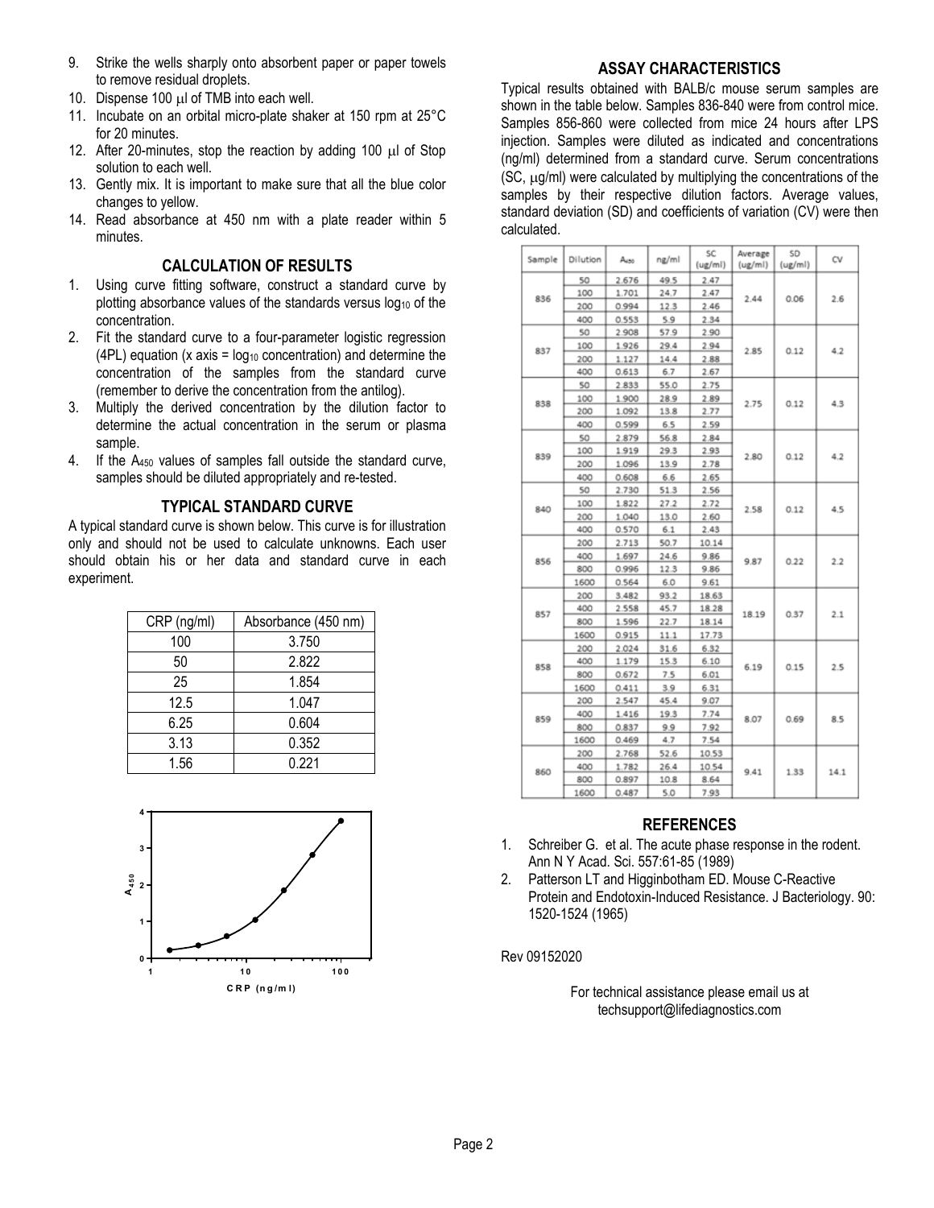9. Strike the wells sharply onto absorbent paper or paper towels to remove residual droplets.
10. Dispense 100 μl of TMB into each well.
11. Incubate on an orbital micro-plate shaker at 150 rpm at 25°C for 20 minutes.
12. After 20-minutes, stop the reaction by adding 100 μl of Stop solution to each well.
13. Gently mix. It is important to make sure that all the blue color changes to yellow.
14. Read absorbance at 450 nm with a plate reader within 5 minutes.

## CALCULATION OF RESULTS

1. Using curve fitting software, construct a standard curve by plotting absorbance values of the standards versus $\log_{10}$ of the concentration.
2. Fit the standard curve to a four-parameter logistic regression (4PL) equation (x axis = $\log_{10}$ concentration) and determine the concentration of the samples from the standard curve (remember to derive the concentration from the antilog).
3. Multiply the derived concentration by the dilution factor to determine the actual concentration in the serum or plasma sample.
4. If the $A_{450}$ values of samples fall outside the standard curve, samples should be diluted appropriately and re-tested.

## TYPICAL STANDARD CURVE

A typical standard curve is shown below. This curve is for illustration only and should not be used to calculate unknowns. Each user should obtain his or her data and standard curve in each experiment.

| CRP (ng/ml) | Absorbance (450 nm) |
|---|---|
| 100 | 3.750 |
| 50 | 2.822 |
| 25 | 1.854 |
| 12.5 | 1.047 |
| 6.25 | 0.604 |
| 3.13 | 0.352 |
| 1.56 | 0.221 |

4
3
$A_{450}$ 2
1
0
1 10 100
CRP (ng/ml)

## ASSAY CHARACTERISTICS

Typical results obtained with BALB/c mouse serum samples are shown in the table below. Samples 836-840 were from control mice. Samples 856-860 were collected from mice 24 hours after LPS injection. Samples were diluted as indicated and concentrations (ng/ml) determined from a standard curve. Serum concentrations (SC, μg/ml) were calculated by multiplying the concentrations of the samples by their respective dilution factors. Average values, standard deviation (SD) and coefficients of variation (CV) were then calculated.

| Sample | Dilution | $A_{450}$ | ng/ml | SC (ug/ml) | Average (ug/ml) | SD (ug/ml) | CV |
|---|---|---|---|---|---|---|---|
| 836 | 50 | 2.676 | 49.5 | 2.47 | 2.44 | 0.06 | 2.6 |
| | 100 | 1.701 | 24.7 | 2.47 | | | |
| | 200 | 0.994 | 12.3 | 2.46 | | | |
| | 400 | 0.553 | 5.9 | 2.34 | | | |
| 837 | 50 | 2.908 | 57.9 | 2.90 | 2.85 | 0.12 | 4.2 |
| | 100 | 1.926 | 29.4 | 2.94 | | | |
| | 200 | 1.127 | 14.4 | 2.88 | | | |
| | 400 | 0.613 | 6.7 | 2.67 | | | |
| 838 | 50 | 2.833 | 55.0 | 2.75 | 2.75 | 0.12 | 4.3 |
| | 100 | 1.900 | 28.9 | 2.89 | | | |
| | 200 | 1.092 | 13.8 | 2.77 | | | |
| | 400 | 0.599 | 6.5 | 2.59 | | | |
| 839 | 50 | 2.879 | 56.8 | 2.84 | 2.80 | 0.12 | 4.2 |
| | 100 | 1.919 | 29.3 | 2.93 | | | |
| | 200 | 1.096 | 13.9 | 2.78 | | | |
| | 400 | 0.608 | 6.6 | 2.65 | | | |
| 840 | 50 | 2.730 | 51.3 | 2.56 | 2.58 | 0.12 | 4.5 |
| | 100 | 1.822 | 27.2 | 2.72 | | | |
| | 200 | 1.040 | 13.0 | 2.60 | | | |
| | 400 | 0.570 | 6.1 | 2.43 | | | |
| 856 | 200 | 2.713 | 50.7 | 10.14 | 9.87 | 0.22 | 2.2 |
| | 400 | 1.697 | 24.6 | 9.86 | | | |
| | 800 | 0.996 | 12.3 | 9.86 | | | |
| | 1600 | 0.564 | 6.0 | 9.61 | | | |
| 857 | 200 | 3.482 | 93.2 | 18.63 | 18.19 | 0.37 | 2.1 |
| | 400 | 2.558 | 45.7 | 18.28 | | | |
| | 800 | 1.596 | 22.7 | 18.14 | | | |
| | 1600 | 0.915 | 11.1 | 17.73 | | | |
| 858 | 200 | 2.024 | 31.6 | 6.32 | 6.19 | 0.15 | 2.5 |
| | 400 | 1.179 | 15.3 | 6.10 | | | |
| | 800 | 0.672 | 7.5 | 6.01 | | | |
| | 1600 | 0.411 | 3.9 | 6.31 | | | |
| 859 | 200 | 2.547 | 45.4 | 9.07 | 8.07 | 0.69 | 8.5 |
| | 400 | 1.416 | 19.3 | 7.74 | | | |
| | 800 | 0.837 | 9.9 | 7.92 | | | |
| | 1600 | 0.469 | 4.7 | 7.54 | | | |
| 860 | 200 | 2.768 | 52.6 | 10.53 | 9.41 | 1.33 | 14.1 |
| | 400 | 1.782 | 26.4 | 10.54 | | | |
| | 800 | 0.897 | 10.8 | 8.64 | | | |
| | 1600 | 0.487 | 5.0 | 7.93 | | | |

## REFERENCES

1. Schreiber G. et al. The acute phase response in the rodent. Ann N Y Acad. Sci. 557:61-85 (1989)
2. Patterson LT and Higginbotham ED. Mouse C-Reactive Protein and Endotoxin-Induced Resistance. J Bacteriology. 90: 1520-1524 (1965)

Rev 09152020

For technical assistance please email us at techsupport@lifediagnostics.com